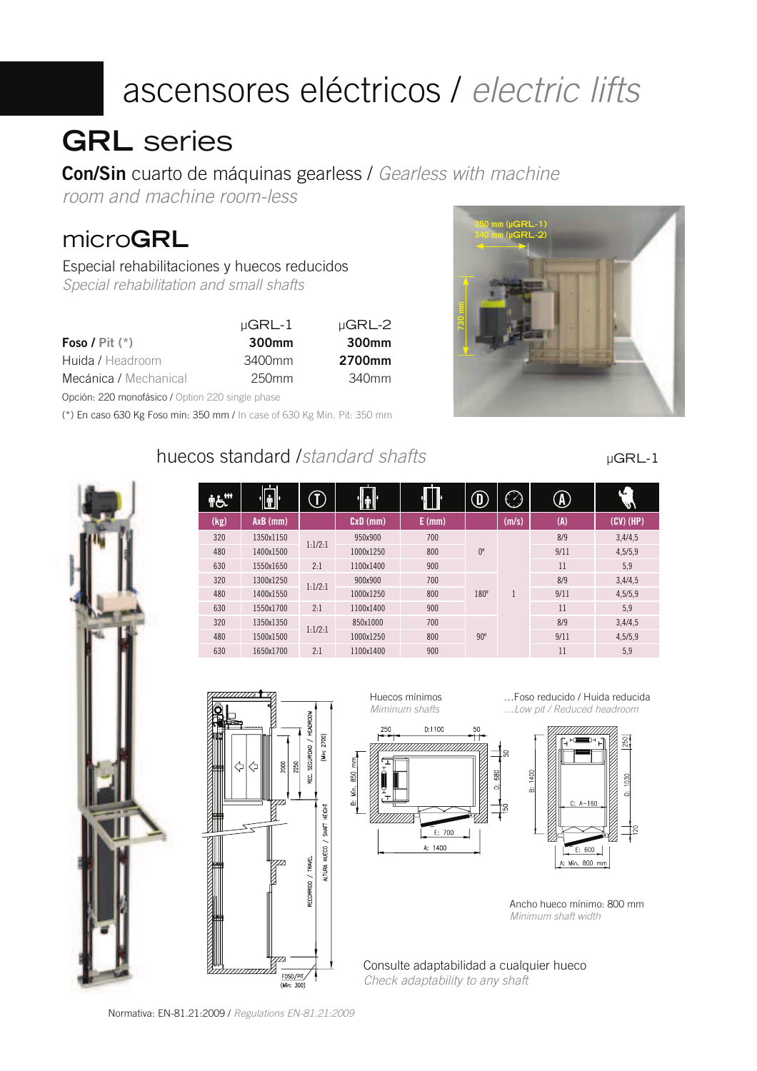# ascensores eléctricos / *electric lifts*

## GRL series

**Con/Sin** cuarto de máquinas gearless / *Gearless with machine room and machine room-less*

## micro**GRL**

Especial rehabilitaciones y huecos reducidos
*Special rehabilitation and small shafts*

| | μGRL-1 | μGRL-2 |
|---|---|---|
| **Foso** / Pit (*) | **300mm** | **300mm** |
| Huida / Headroom | 3400mm | **2700mm** |
| Mecánica / Mechanical | 250mm | 340mm |

Opción: 220 monofásico / *Option 220 single phase*

(*) En caso 630 Kg Foso min: 350 mm / *In case of 630 Kg Min. Pit: 350 mm*

250 mm (μGRL-1)
340 mm (μGRL-2)
730 mm

### huecos standard / *standard shafts*

μGRL-1

| (kg) | AxB (mm) | T | CxD (mm) | E (mm) | D | (m/s) | (A) | (CV) (HP) |
|---|---|---|---|---|---|---|---|---|
| 320 | 1350x1150 | 1:1/2:1 | 950x900 | 700 | 0° | 1 | 8/9 | 3,4/4,5 |
| 480 | 1400x1500 | | 1000x1250 | 800 | | | 9/11 | 4,5/5,9 |
| 630 | 1550x1650 | 2:1 | 1100x1400 | 900 | | | 11 | 5,9 |
| 320 | 1300x1250 | 1:1/2:1 | 900x900 | 700 | 180° | | 8/9 | 3,4/4,5 |
| 480 | 1400x1550 | | 1000x1250 | 800 | | | 9/11 | 4,5/5,9 |
| 630 | 1550x1700 | 2:1 | 1100x1400 | 900 | | | 11 | 5,9 |
| 320 | 1350x1350 | 1:1/2:1 | 850x1000 | 700 | 90° | | 8/9 | 3,4/4,5 |
| 480 | 1500x1500 | | 1000x1250 | 800 | | | 9/11 | 4,5/5,9 |
| 630 | 1650x1700 | 2:1 | 1100x1400 | 900 | | | 11 | 5,9 |

REC. SEGURIDAD / HEADROOM (Min: 2700)
ALTURA HUECO / SHAFT HEIGHT
RECORRIDO / TRAVEL
FOSO/PIT (Min: 300)
2000
2250

Huecos mínimos
*Miminum shafts*

250 D:1100 50
B: Min. 850 mm
D: 680
50
150
E: 700
A: 1400

...Foso reducido / Huida reducida
*...Low pit / Reduced headroom*

B: 1400
C: A-160
250
D: 1030
120
E: 600
A: Min. 800 mm

Ancho hueco mínimo: 800 mm
*Minimum shaft width*

Consulte adaptabilidad a cualquier hueco
*Check adaptability to any shaft*

Normativa: EN-81.21:2009 / *Regulations EN-81.21:2009*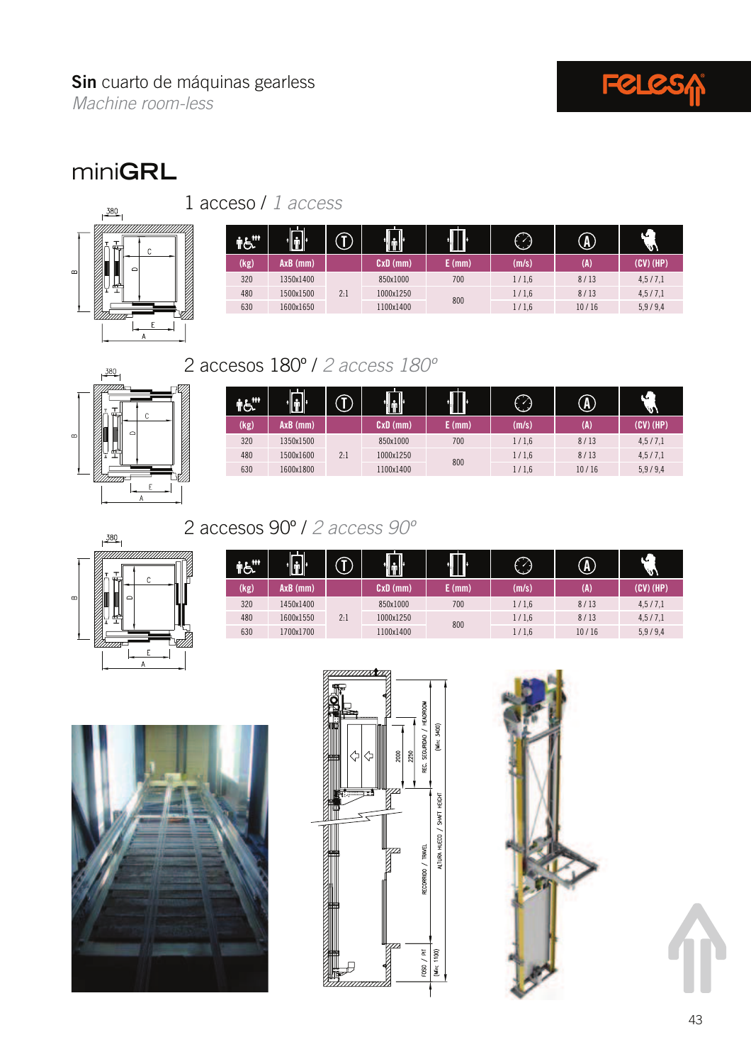**Sin** cuarto de máquinas gearless
*Machine room-less*

# miniGRL

## 1 acceso / *1 access*

| (kg) | AxB (mm) | | CxD (mm) | E (mm) | (m/s) | (A) | (CV) (HP) |
|---|---|---|---|---|---|---|---|
| 320 | 1350x1400 | 2:1 | 850x1000 | 700 | 1 / 1,6 | 8 / 13 | 4,5 / 7,1 |
| 480 | 1500x1500 | | 1000x1250 | 800 | 1 / 1,6 | 8 / 13 | 4,5 / 7,1 |
| 630 | 1600x1650 | | 1100x1400 | | 1 / 1,6 | 10 / 16 | 5,9 / 9,4 |

## 2 accesos 180º / *2 access 180º*

| (kg) | AxB (mm) | | CxD (mm) | E (mm) | (m/s) | (A) | (CV) (HP) |
|---|---|---|---|---|---|---|---|
| 320 | 1350x1500 | 2:1 | 850x1000 | 700 | 1 / 1,6 | 8 / 13 | 4,5 / 7,1 |
| 480 | 1500x1600 | | 1000x1250 | 800 | 1 / 1,6 | 8 / 13 | 4,5 / 7,1 |
| 630 | 1600x1800 | | 1100x1400 | | 1 / 1,6 | 10 / 16 | 5,9 / 9,4 |

## 2 accesos 90º / *2 access 90º*

| (kg) | AxB (mm) | | CxD (mm) | E (mm) | (m/s) | (A) | (CV) (HP) |
|---|---|---|---|---|---|---|---|
| 320 | 1450x1400 | 2:1 | 850x1000 | 700 | 1 / 1,6 | 8 / 13 | 4,5 / 7,1 |
| 480 | 1600x1550 | | 1000x1250 | 800 | 1 / 1,6 | 8 / 13 | 4,5 / 7,1 |
| 630 | 1700x1700 | | 1100x1400 | | 1 / 1,6 | 10 / 16 | 5,9 / 9,4 |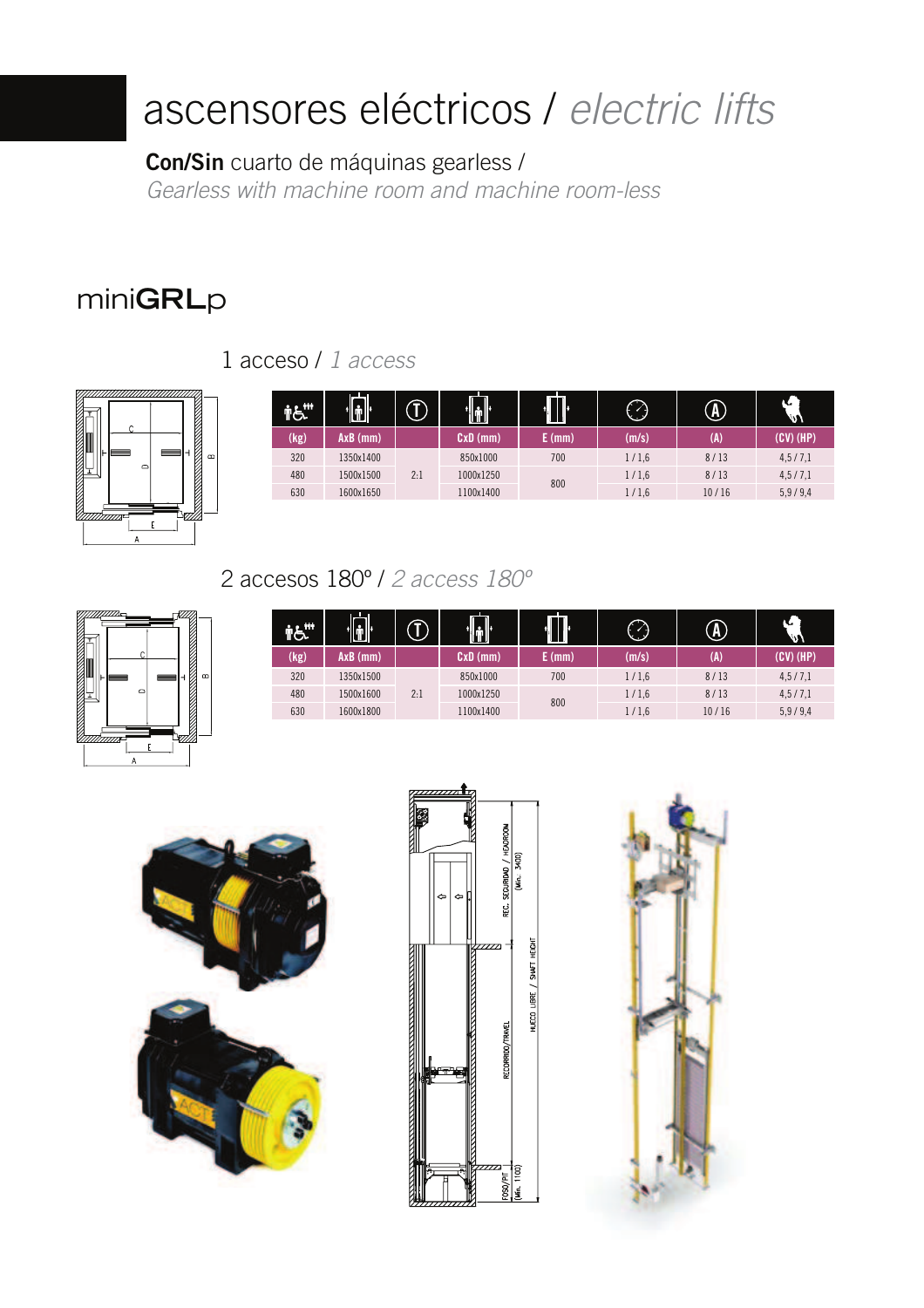# ascensores eléctricos / *electric lifts*

**Con/Sin** cuarto de máquinas gearless /
*Gearless with machine room and machine room-less*

## miniGRLp

### 1 acceso / *1 access*

| (kg) | AxB (mm) | | CxD (mm) | E (mm) | (m/s) | (A) | (CV) (HP) |
|---|---|---|---|---|---|---|---|
| 320 | 1350x1400 | 2:1 | 850x1000 | 700 | 1 / 1,6 | 8 / 13 | 4,5 / 7,1 |
| 480 | 1500x1500 | | 1000x1250 | 800 | 1 / 1,6 | 8 / 13 | 4,5 / 7,1 |
| 630 | 1600x1650 | | 1100x1400 | | 1 / 1,6 | 10 / 16 | 5,9 / 9,4 |

### 2 accesos 180º / *2 access 180º*

| (kg) | AxB (mm) | | CxD (mm) | E (mm) | (m/s) | (A) | (CV) (HP) |
|---|---|---|---|---|---|---|---|
| 320 | 1350x1500 | 2:1 | 850x1000 | 700 | 1 / 1,6 | 8 / 13 | 4,5 / 7,1 |
| 480 | 1500x1600 | | 1000x1250 | 800 | 1 / 1,6 | 8 / 13 | 4,5 / 7,1 |
| 630 | 1600x1800 | | 1100x1400 | | 1 / 1,6 | 10 / 16 | 5,9 / 9,4 |

REC. SEGURIDAD / HEADROOM (Min. 3400)

HUECO LIBRE / SHAFT HEIGHT

RECORRIDO/TRAVEL

FOSO/PIT (Min. 1100)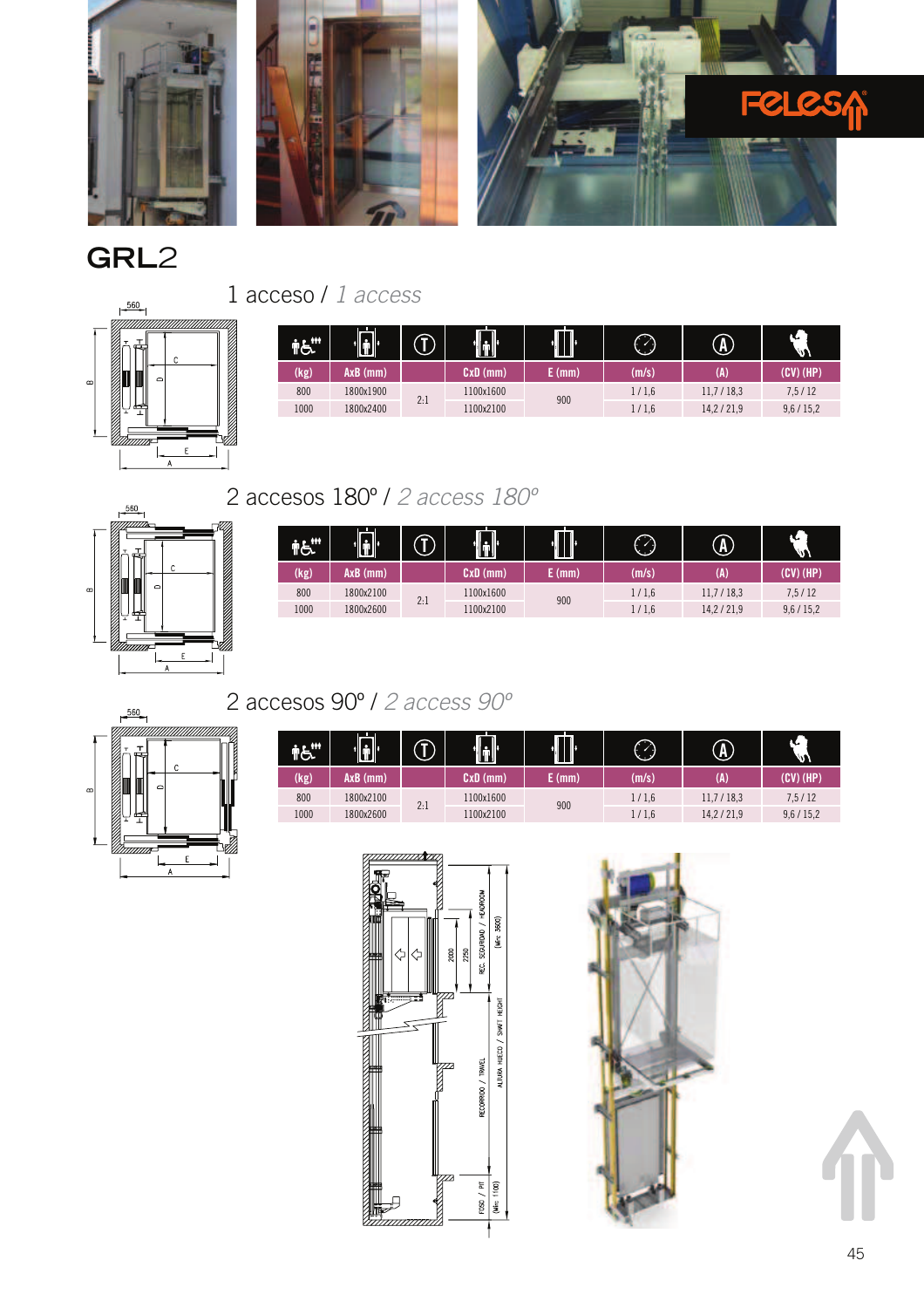# GRL2

## 1 acceso / *1 access*

| (kg) | AxB (mm) | | CxD (mm) | E (mm) | (m/s) | (A) | (CV) (HP) |
|---|---|---|---|---|---|---|---|
| 800 | 1800x1900 | 2:1 | 1100x1600 | 900 | 1 / 1,6 | 11,7 / 18,3 | 7,5 / 12 |
| 1000 | 1800x2400 | | 1100x2100 | | 1 / 1,6 | 14,2 / 21,9 | 9,6 / 15,2 |

## 2 accesos 180º / *2 access 180º*

| (kg) | AxB (mm) | | CxD (mm) | E (mm) | (m/s) | (A) | (CV) (HP) |
|---|---|---|---|---|---|---|---|
| 800 | 1800x2100 | 2:1 | 1100x1600 | 900 | 1 / 1,6 | 11,7 / 18,3 | 7,5 / 12 |
| 1000 | 1800x2600 | | 1100x2100 | | 1 / 1,6 | 14,2 / 21,9 | 9,6 / 15,2 |

## 2 accesos 90º / *2 access 90º*

| (kg) | AxB (mm) | | CxD (mm) | E (mm) | (m/s) | (A) | (CV) (HP) |
|---|---|---|---|---|---|---|---|
| 800 | 1800x2100 | 2:1 | 1100x1600 | 900 | 1 / 1,6 | 11,7 / 18,3 | 7,5 / 12 |
| 1000 | 1800x2600 | | 1100x2100 | | 1 / 1,6 | 14,2 / 21,9 | 9,6 / 15,2 |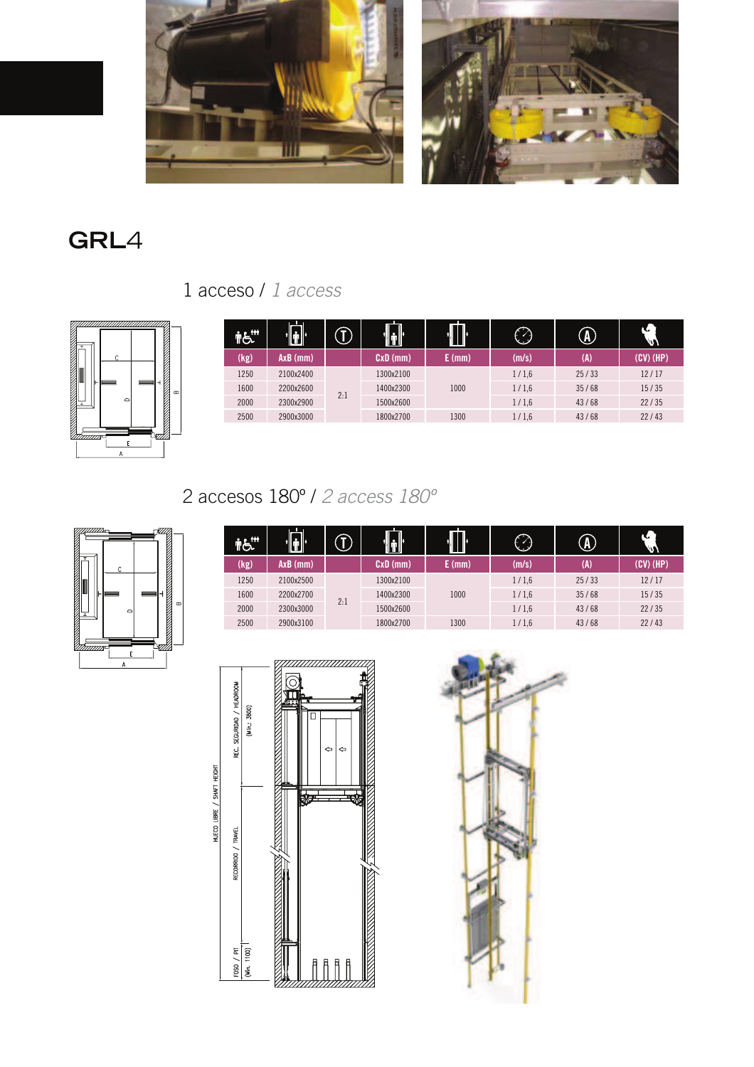# GRL4

## 1 acceso / *1 access*

| (kg) | AxB (mm) | | CxD (mm) | E (mm) | (m/s) | (A) | (CV) (HP) |
|---|---|---|---|---|---|---|---|
| 1250 | 2100x2400 | 2:1 | 1300x2100 | 1000 | 1 / 1,6 | 25 / 33 | 12 / 17 |
| 1600 | 2200x2600 | | 1400x2300 | | 1 / 1,6 | 35 / 68 | 15 / 35 |
| 2000 | 2300x2900 | | 1500x2600 | | 1 / 1,6 | 43 / 68 | 22 / 35 |
| 2500 | 2900x3000 | | 1800x2700 | 1300 | 1 / 1,6 | 43 / 68 | 22 / 43 |

## 2 accesos 180º / *2 access 180º*

| (kg) | AxB (mm) | | CxD (mm) | E (mm) | (m/s) | (A) | (CV) (HP) |
|---|---|---|---|---|---|---|---|
| 1250 | 2100x2500 | 2:1 | 1300x2100 | 1000 | 1 / 1,6 | 25 / 33 | 12 / 17 |
| 1600 | 2200x2700 | | 1400x2300 | | 1 / 1,6 | 35 / 68 | 15 / 35 |
| 2000 | 2300x3000 | | 1500x2600 | | 1 / 1,6 | 43 / 68 | 22 / 35 |
| 2500 | 2900x3100 | | 1800x2700 | 1300 | 1 / 1,6 | 43 / 68 | 22 / 43 |

HUECO LIBRE / SHAFT HEIGHT

REC. SEGURIDAD / HEADROOM (Min. 3800)

RECORRIDO / TRAVEL

FOSO / PIT (Min. 1100)